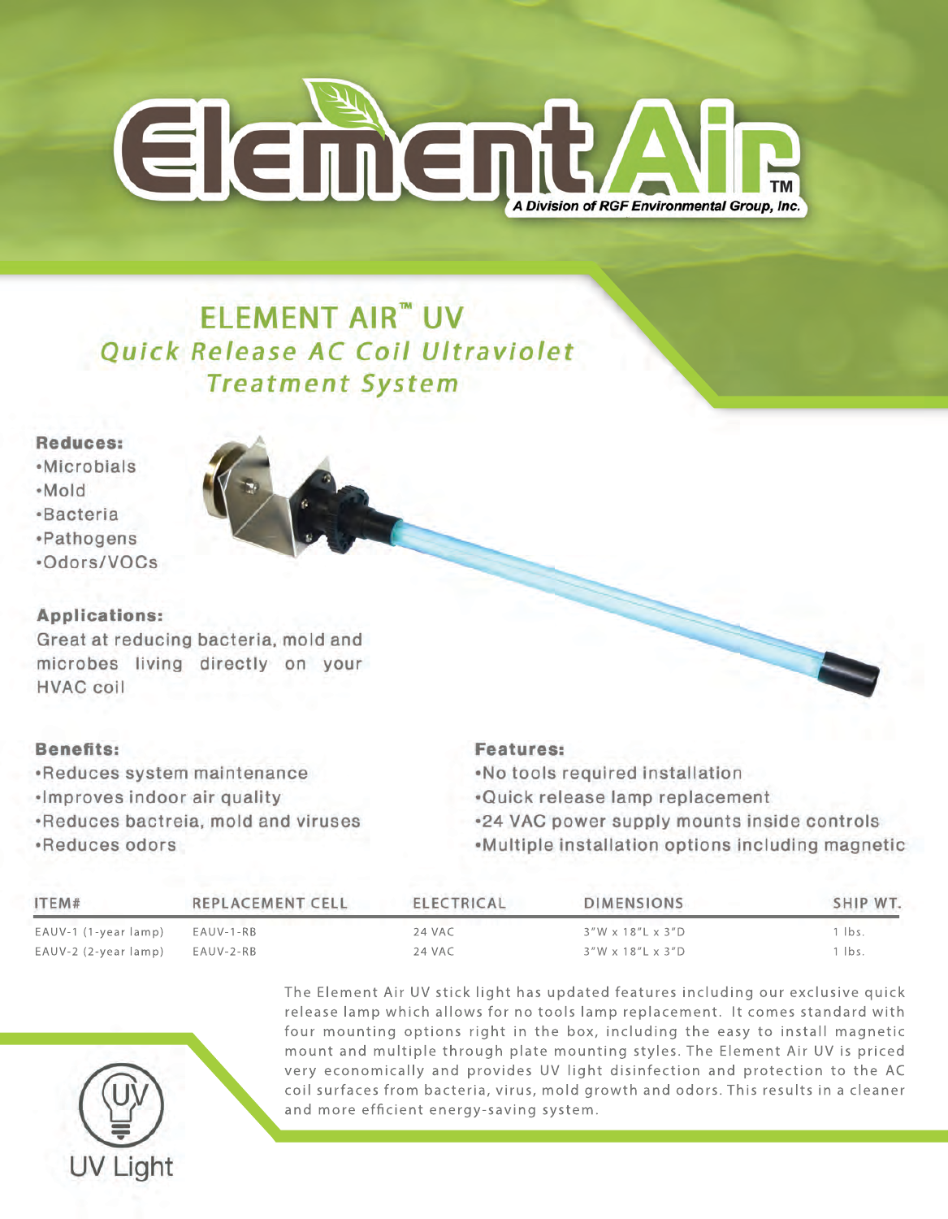# Element Air™

A Division of RGF Environmental Group, Inc.

## ELEMENT AIR™ UV

### *Quick Release AC Coil Ultraviolet Treatment System*

**Reduces:**

- Microbials
- Mold
- Bacteria
- Pathogens
- Odors/VOCs

**Applications:**

Great at reducing bacteria, mold and microbes living directly on your HVAC coil

**Benefits:**

- Reduces system maintenance
- Improves indoor air quality
- Reduces bactreia, mold and viruses
- Reduces odors

**Features:**

- No tools required installation
- Quick release lamp replacement
- 24 VAC power supply mounts inside controls
- Multiple installation options including magnetic

| ITEM# | REPLACEMENT CELL | ELECTRICAL | DIMENSIONS | SHIP WT. |
|---|---|---|---|---|
| EAUV-1 (1-year lamp) | EAUV-1-RB | 24 VAC | 3"W x 18"L x 3"D | 1 lbs. |
| EAUV-2 (2-year lamp) | EAUV-2-RB | 24 VAC | 3"W x 18"L x 3"D | 1 lbs. |

The Element Air UV stick light has updated features including our exclusive quick release lamp which allows for no tools lamp replacement. It comes standard with four mounting options right in the box, including the easy to install magnetic mount and multiple through plate mounting styles. The Element Air UV is priced very economically and provides UV light disinfection and protection to the AC coil surfaces from bacteria, virus, mold growth and odors. This results in a cleaner and more efficient energy-saving system.

UV Light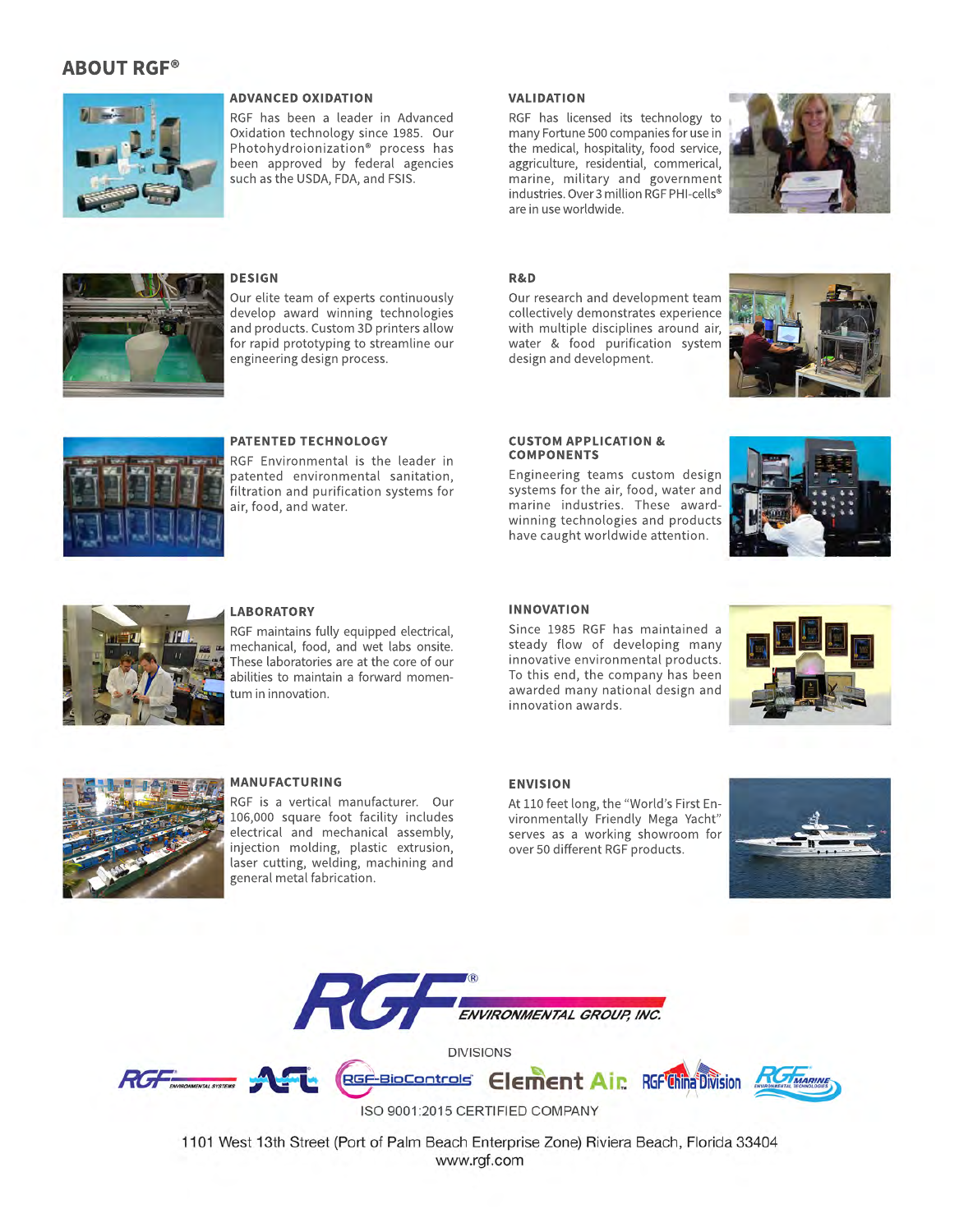## ABOUT RGF®

### ADVANCED OXIDATION

RGF has been a leader in Advanced Oxidation technology since 1985. Our Photohydroionization® process has been approved by federal agencies such as the USDA, FDA, and FSIS.

### VALIDATION

RGF has licensed its technology to many Fortune 500 companies for use in the medical, hospitality, food service, aggriculture, residential, commerical, marine, military and government industries. Over 3 million RGF PHI-cells® are in use worldwide.

### DESIGN

Our elite team of experts continuously develop award winning technologies and products. Custom 3D printers allow for rapid prototyping to streamline our engineering design process.

### R&D

Our research and development team collectively demonstrates experience with multiple disciplines around air, water & food purification system design and development.

### PATENTED TECHNOLOGY

RGF Environmental is the leader in patented environmental sanitation, filtration and purification systems for air, food, and water.

### CUSTOM APPLICATION & COMPONENTS

Engineering teams custom design systems for the air, food, water and marine industries. These award-winning technologies and products have caught worldwide attention.

### LABORATORY

RGF maintains fully equipped electrical, mechanical, food, and wet labs onsite. These laboratories are at the core of our abilities to maintain a forward momentum in innovation.

### INNOVATION

Since 1985 RGF has maintained a steady flow of developing many innovative environmental products. To this end, the company has been awarded many national design and innovation awards.

### MANUFACTURING

RGF is a vertical manufacturer. Our 106,000 square foot facility includes electrical and mechanical assembly, injection molding, plastic extrusion, laser cutting, welding, machining and general metal fabrication.

### ENVISION

At 110 feet long, the "World's First Environmentally Friendly Mega Yacht" serves as a working showroom for over 50 different RGF products.

RGF® ENVIRONMENTAL GROUP, INC.

DIVISIONS

RGF ENVIRONMENTAL SYSTEMS · AFL · RGF-BioControls · Element Air · RGF China Division · RGF MARINE ENVIRONMENTAL TECHNOLOGIES

ISO 9001:2015 CERTIFIED COMPANY

1101 West 13th Street (Port of Palm Beach Enterprise Zone) Riviera Beach, Florida 33404
www.rgf.com